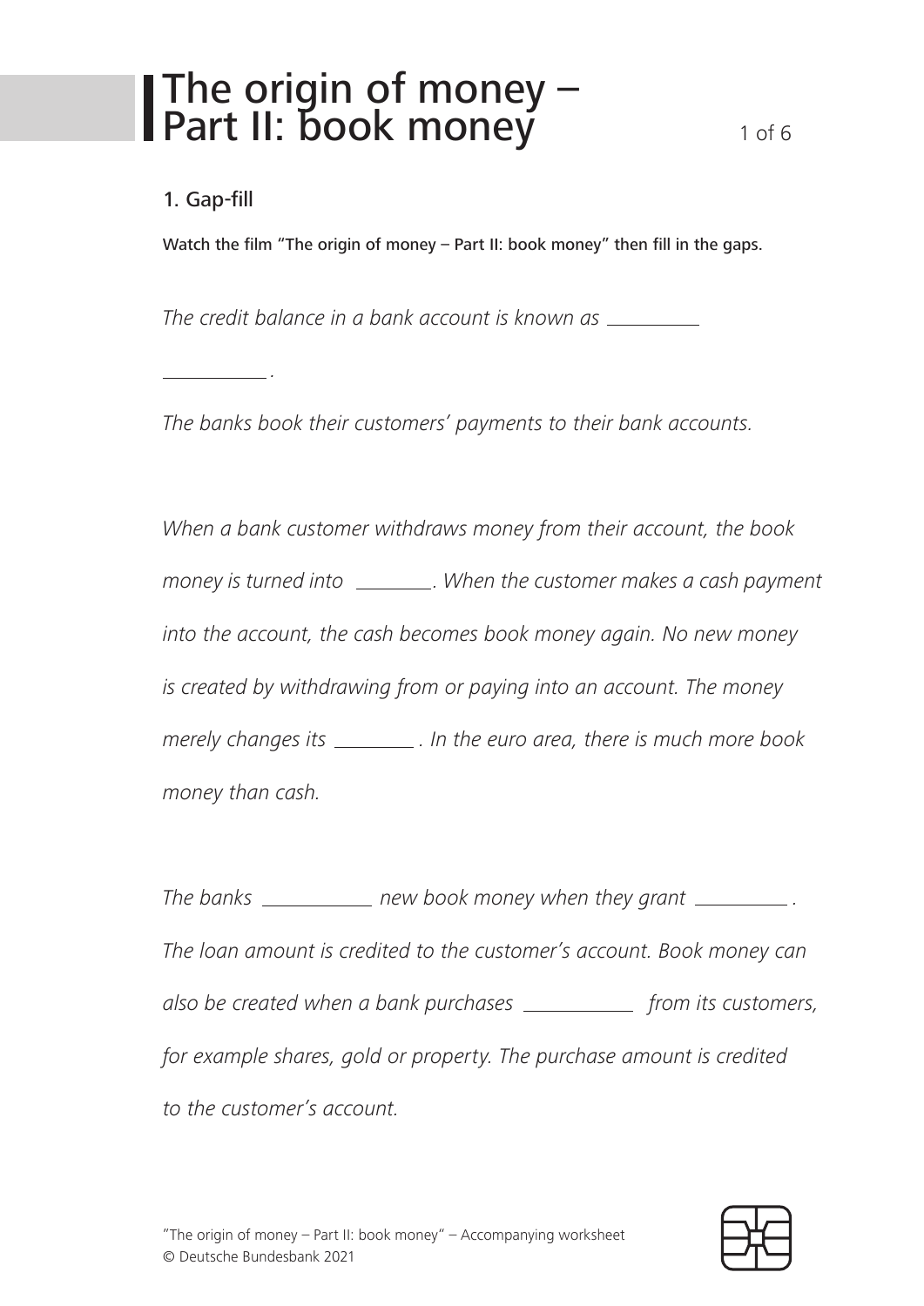# The origin of money – Part II: book money

## 1. Gap-fill

Watch the film "The origin of money – Part II: book money" then fill in the gaps.

*The credit balance in a bank account is known as \_\_\_\_\_\_\_\_\_\_ \_\_\_\_\_\_\_\_\_\_.*

*The banks book their customers' payments to their bank accounts.*

*When a bank customer withdraws money from their account, the book money is turned into \_\_\_\_\_\_\_\_. When the customer makes a cash payment into the account, the cash becomes book money again. No new money is created by withdrawing from or paying into an account. The money merely changes its \_\_\_\_\_\_\_\_. In the euro area, there is much more book money than cash.*

*The banks \_\_\_\_\_\_\_\_\_\_\_ new book money when they grant \_\_\_\_\_\_\_\_\_\_. The loan amount is credited to the customer's account. Book money can also be created when a bank purchases \_\_\_\_\_\_\_\_\_\_\_ from its customers, for example shares, gold or property. The purchase amount is credited to the customer's account.*

"The origin of money – Part II: book money" – Accompanying worksheet
© Deutsche Bundesbank 2021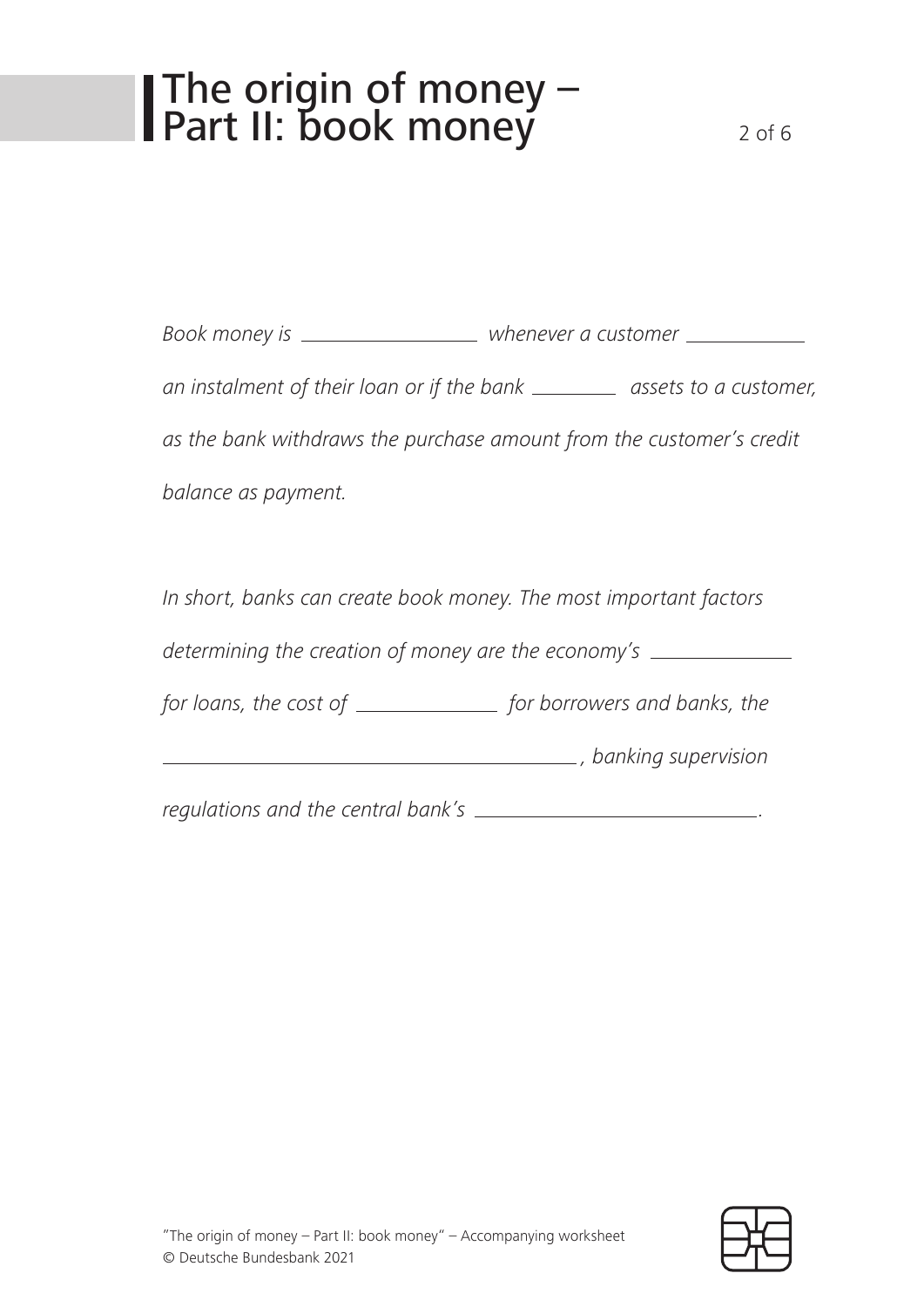# The origin of money – Part II: book money

*Book money is \_\_\_\_\_\_\_\_\_\_\_\_\_\_\_\_\_ whenever a customer \_\_\_\_\_\_\_\_\_\_\_\_ an instalment of their loan or if the bank \_\_\_\_\_\_\_\_\_ assets to a customer, as the bank withdraws the purchase amount from the customer's credit balance as payment.*

*In short, banks can create book money. The most important factors determining the creation of money are the economy's \_\_\_\_\_\_\_\_\_\_\_\_\_\_ for loans, the cost of \_\_\_\_\_\_\_\_\_\_\_\_\_\_ for borrowers and banks, the \_\_\_\_\_\_\_\_\_\_\_\_\_\_\_\_\_\_\_\_\_\_\_\_\_\_\_\_\_\_\_\_\_\_\_\_\_\_\_\_\_\_\_\_\_\_, banking supervision regulations and the central bank's \_\_\_\_\_\_\_\_\_\_\_\_\_\_\_\_\_\_\_\_\_\_\_\_\_\_\_\_\_\_.*

"The origin of money – Part II: book money" – Accompanying worksheet
© Deutsche Bundesbank 2021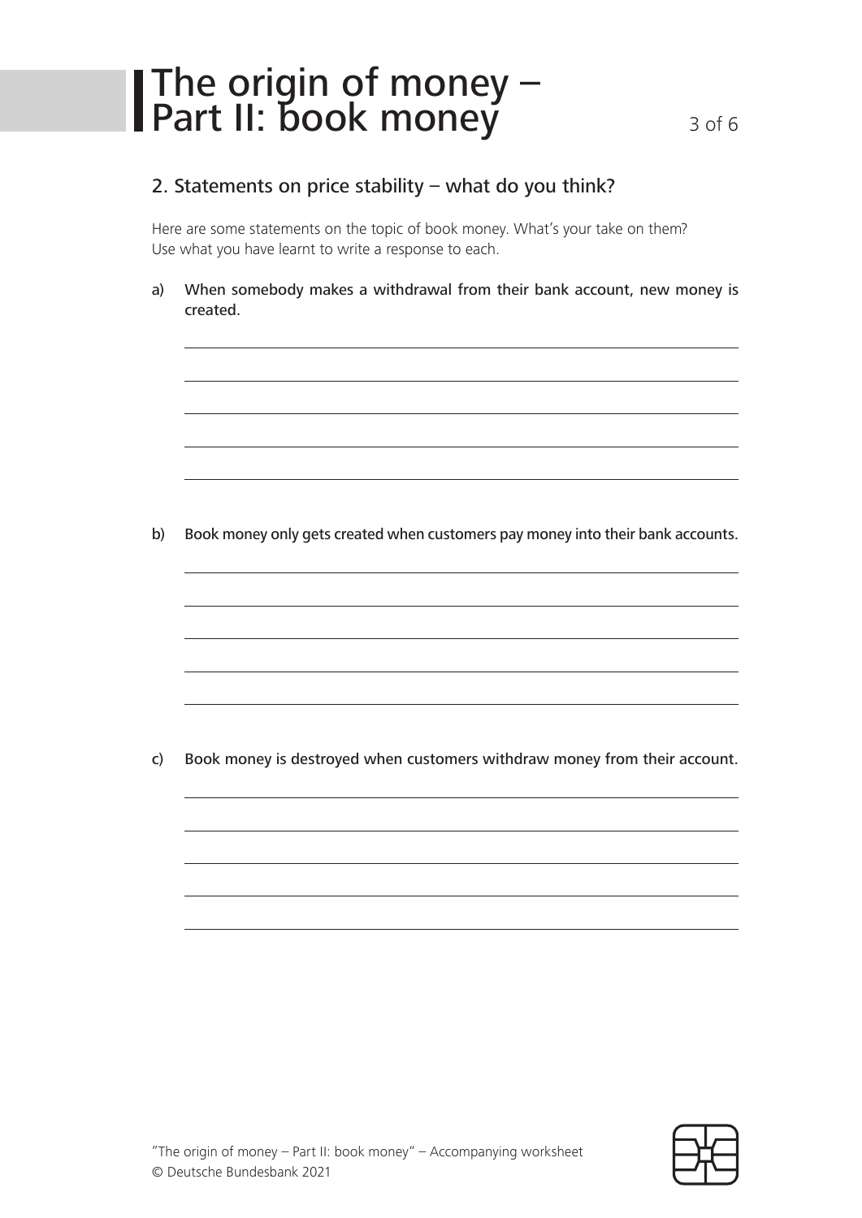## 2. Statements on price stability – what do you think?

Here are some statements on the topic of book money. What's your take on them?
Use what you have learnt to write a response to each.

a) When somebody makes a withdrawal from their bank account, new money is created.

b) Book money only gets created when customers pay money into their bank accounts.

c) Book money is destroyed when customers withdraw money from their account.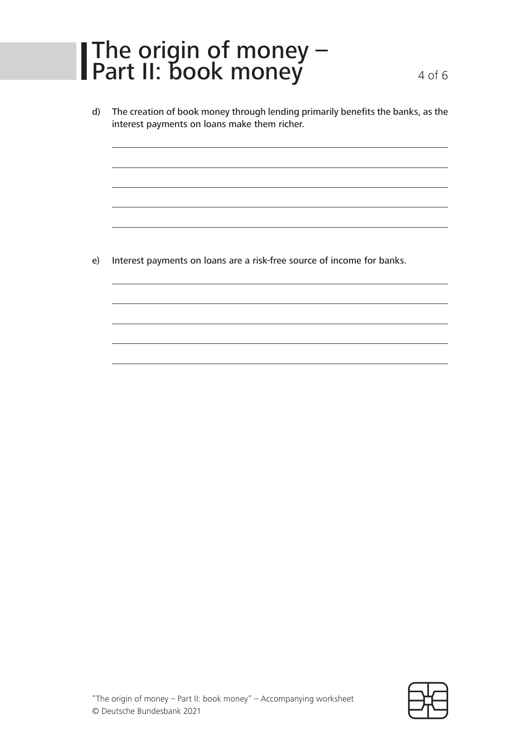d) The creation of book money through lending primarily benefits the banks, as the interest payments on loans make them richer.

e) Interest payments on loans are a risk-free source of income for banks.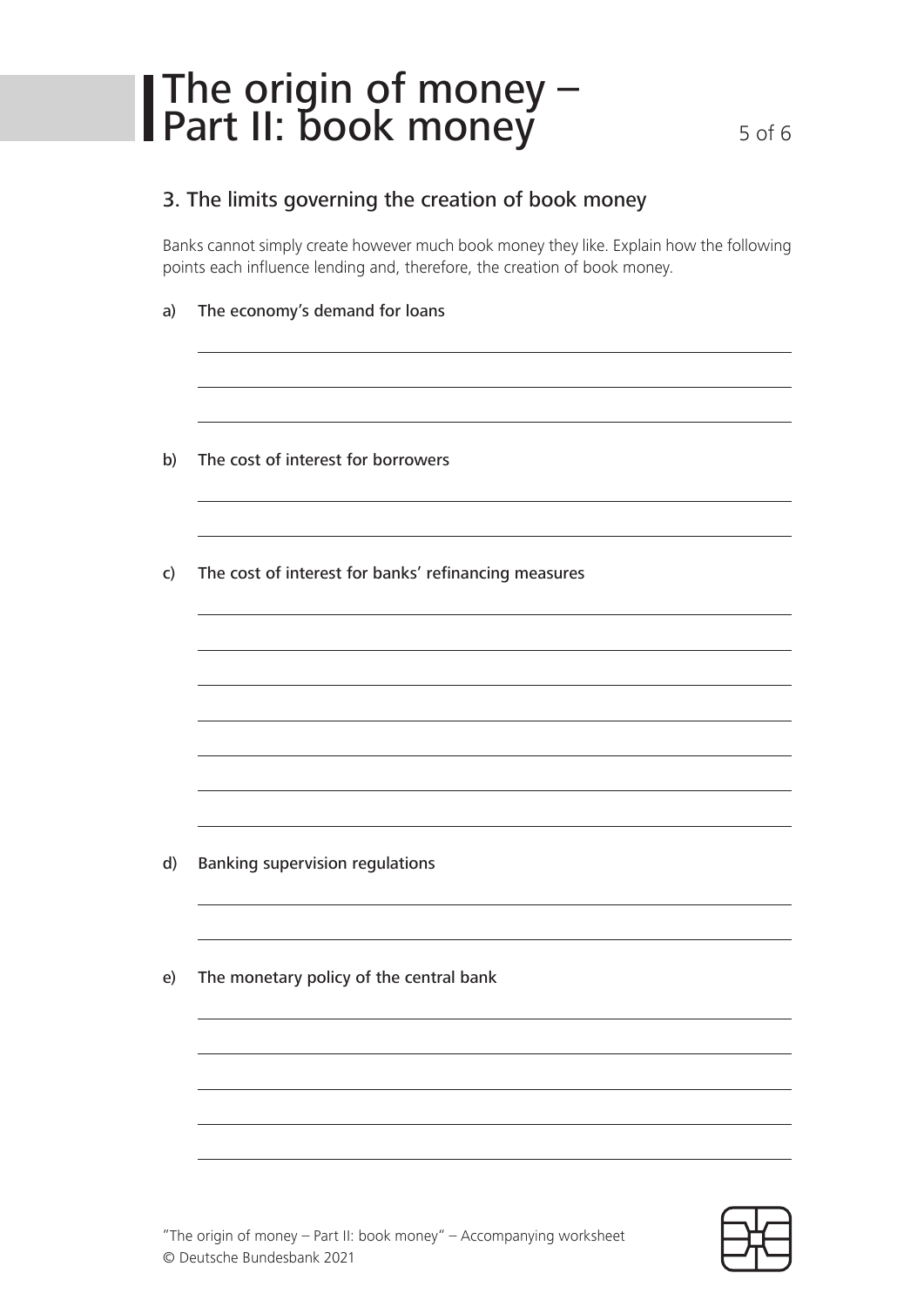## 3. The limits governing the creation of book money

Banks cannot simply create however much book money they like. Explain how the following points each influence lending and, therefore, the creation of book money.

a) The economy's demand for loans

b) The cost of interest for borrowers

c) The cost of interest for banks' refinancing measures

d) Banking supervision regulations

e) The monetary policy of the central bank

"The origin of money – Part II: book money" – Accompanying worksheet
© Deutsche Bundesbank 2021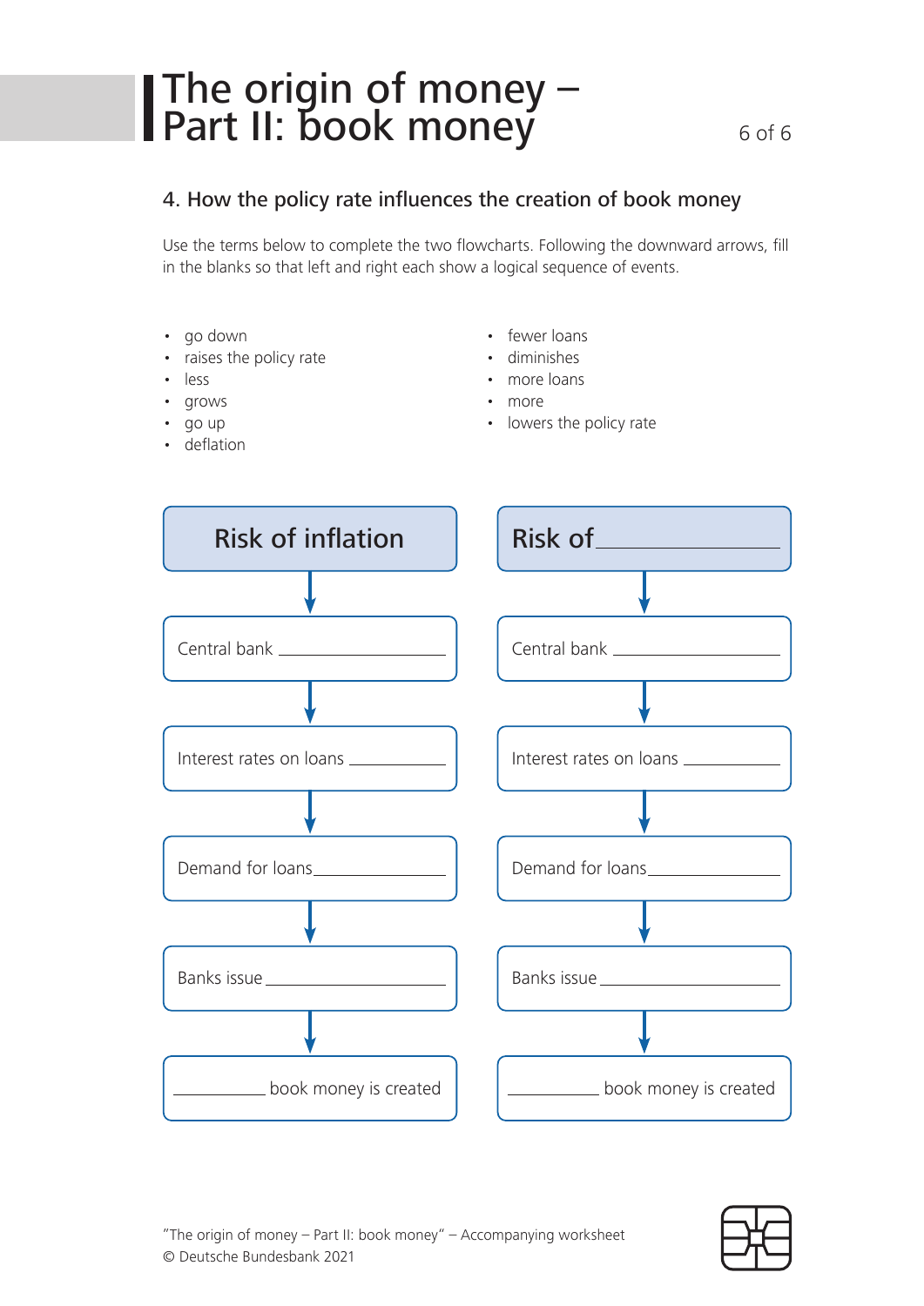# The origin of money – Part II: book money

## 4. How the policy rate influences the creation of book money

Use the terms below to complete the two flowcharts. Following the downward arrows, fill in the blanks so that left and right each show a logical sequence of events.

- go down
- raises the policy rate
- less
- grows
- go up
- deflation
- fewer loans
- diminishes
- more loans
- more
- lowers the policy rate

**Risk of inflation**

↓

Central bank ______________

↓

Interest rates on loans ______________

↓

Demand for loans ______________

↓

Banks issue ______________

↓

______________ book money is created

**Risk of ______________**

↓

Central bank ______________

↓

Interest rates on loans ______________

↓

Demand for loans ______________

↓

Banks issue ______________

↓

______________ book money is created

"The origin of money – Part II: book money" – Accompanying worksheet
© Deutsche Bundesbank 2021